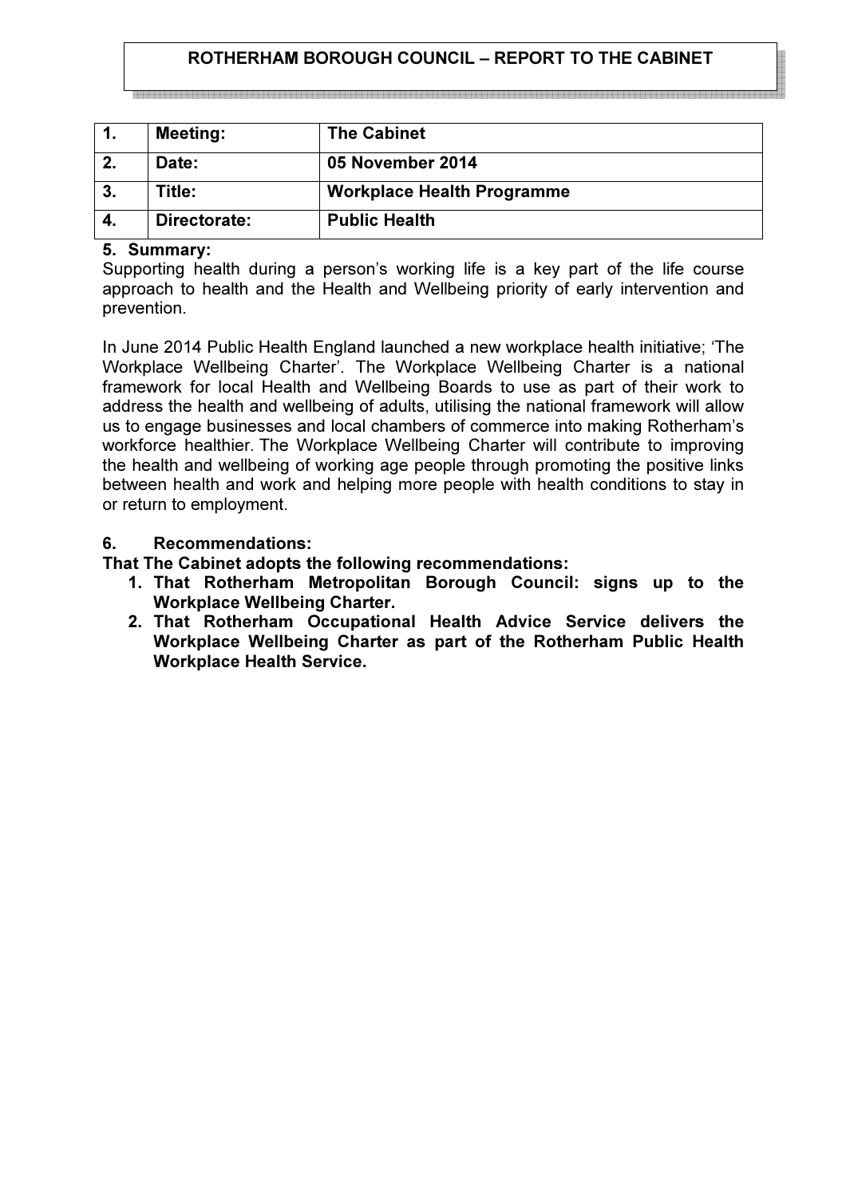# ROTHERHAM BOROUGH COUNCIL – REPORT TO THE CABINET

| 1. | Meeting: | The Cabinet |
|---|---|---|
| 2. | Date: | 05 November 2014 |
| 3. | Title: | Workplace Health Programme |
| 4. | Directorate: | Public Health |

**5. Summary:**

Supporting health during a person's working life is a key part of the life course approach to health and the Health and Wellbeing priority of early intervention and prevention.

In June 2014 Public Health England launched a new workplace health initiative; 'The Workplace Wellbeing Charter'. The Workplace Wellbeing Charter is a national framework for local Health and Wellbeing Boards to use as part of their work to address the health and wellbeing of adults, utilising the national framework will allow us to engage businesses and local chambers of commerce into making Rotherham's workforce healthier. The Workplace Wellbeing Charter will contribute to improving the health and wellbeing of working age people through promoting the positive links between health and work and helping more people with health conditions to stay in or return to employment.

**6. Recommendations:**

**That The Cabinet adopts the following recommendations:**

1. **That Rotherham Metropolitan Borough Council: signs up to the Workplace Wellbeing Charter.**
2. **That Rotherham Occupational Health Advice Service delivers the Workplace Wellbeing Charter as part of the Rotherham Public Health Workplace Health Service.**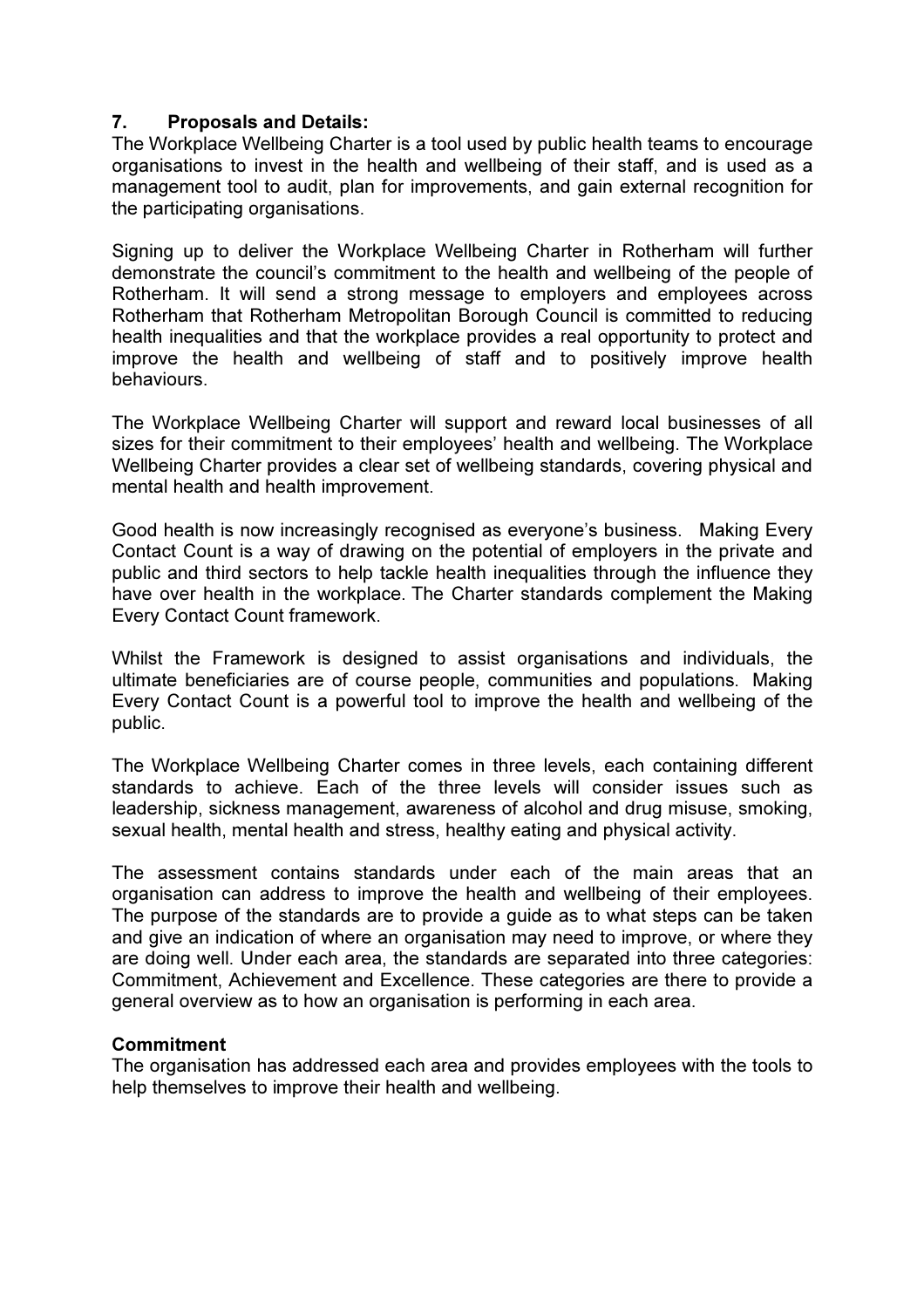## 7. Proposals and Details:

The Workplace Wellbeing Charter is a tool used by public health teams to encourage organisations to invest in the health and wellbeing of their staff, and is used as a management tool to audit, plan for improvements, and gain external recognition for the participating organisations.

Signing up to deliver the Workplace Wellbeing Charter in Rotherham will further demonstrate the council's commitment to the health and wellbeing of the people of Rotherham. It will send a strong message to employers and employees across Rotherham that Rotherham Metropolitan Borough Council is committed to reducing health inequalities and that the workplace provides a real opportunity to protect and improve the health and wellbeing of staff and to positively improve health behaviours.

The Workplace Wellbeing Charter will support and reward local businesses of all sizes for their commitment to their employees' health and wellbeing. The Workplace Wellbeing Charter provides a clear set of wellbeing standards, covering physical and mental health and health improvement.

Good health is now increasingly recognised as everyone's business. Making Every Contact Count is a way of drawing on the potential of employers in the private and public and third sectors to help tackle health inequalities through the influence they have over health in the workplace. The Charter standards complement the Making Every Contact Count framework.

Whilst the Framework is designed to assist organisations and individuals, the ultimate beneficiaries are of course people, communities and populations. Making Every Contact Count is a powerful tool to improve the health and wellbeing of the public.

The Workplace Wellbeing Charter comes in three levels, each containing different standards to achieve. Each of the three levels will consider issues such as leadership, sickness management, awareness of alcohol and drug misuse, smoking, sexual health, mental health and stress, healthy eating and physical activity.

The assessment contains standards under each of the main areas that an organisation can address to improve the health and wellbeing of their employees. The purpose of the standards are to provide a guide as to what steps can be taken and give an indication of where an organisation may need to improve, or where they are doing well. Under each area, the standards are separated into three categories: Commitment, Achievement and Excellence. These categories are there to provide a general overview as to how an organisation is performing in each area.

**Commitment**

The organisation has addressed each area and provides employees with the tools to help themselves to improve their health and wellbeing.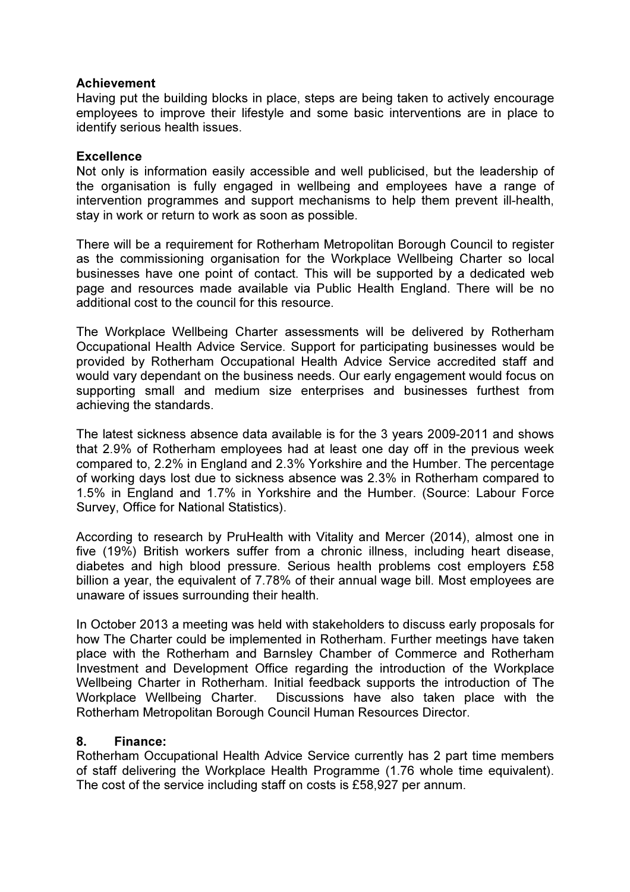**Achievement**

Having put the building blocks in place, steps are being taken to actively encourage employees to improve their lifestyle and some basic interventions are in place to identify serious health issues.

**Excellence**

Not only is information easily accessible and well publicised, but the leadership of the organisation is fully engaged in wellbeing and employees have a range of intervention programmes and support mechanisms to help them prevent ill-health, stay in work or return to work as soon as possible.

There will be a requirement for Rotherham Metropolitan Borough Council to register as the commissioning organisation for the Workplace Wellbeing Charter so local businesses have one point of contact. This will be supported by a dedicated web page and resources made available via Public Health England. There will be no additional cost to the council for this resource.

The Workplace Wellbeing Charter assessments will be delivered by Rotherham Occupational Health Advice Service. Support for participating businesses would be provided by Rotherham Occupational Health Advice Service accredited staff and would vary dependant on the business needs. Our early engagement would focus on supporting small and medium size enterprises and businesses furthest from achieving the standards.

The latest sickness absence data available is for the 3 years 2009-2011 and shows that 2.9% of Rotherham employees had at least one day off in the previous week compared to, 2.2% in England and 2.3% Yorkshire and the Humber. The percentage of working days lost due to sickness absence was 2.3% in Rotherham compared to 1.5% in England and 1.7% in Yorkshire and the Humber. (Source: Labour Force Survey, Office for National Statistics).

According to research by PruHealth with Vitality and Mercer (2014), almost one in five (19%) British workers suffer from a chronic illness, including heart disease, diabetes and high blood pressure. Serious health problems cost employers £58 billion a year, the equivalent of 7.78% of their annual wage bill. Most employees are unaware of issues surrounding their health.

In October 2013 a meeting was held with stakeholders to discuss early proposals for how The Charter could be implemented in Rotherham. Further meetings have taken place with the Rotherham and Barnsley Chamber of Commerce and Rotherham Investment and Development Office regarding the introduction of the Workplace Wellbeing Charter in Rotherham. Initial feedback supports the introduction of The Workplace Wellbeing Charter. Discussions have also taken place with the Rotherham Metropolitan Borough Council Human Resources Director.

## 8. Finance:

Rotherham Occupational Health Advice Service currently has 2 part time members of staff delivering the Workplace Health Programme (1.76 whole time equivalent). The cost of the service including staff on costs is £58,927 per annum.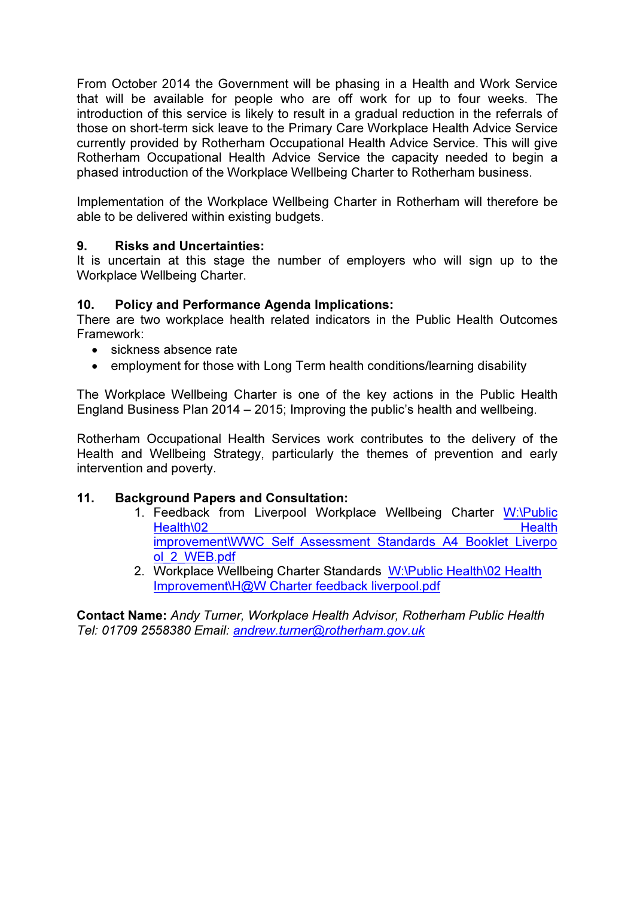From October 2014 the Government will be phasing in a Health and Work Service that will be available for people who are off work for up to four weeks. The introduction of this service is likely to result in a gradual reduction in the referrals of those on short-term sick leave to the Primary Care Workplace Health Advice Service currently provided by Rotherham Occupational Health Advice Service. This will give Rotherham Occupational Health Advice Service the capacity needed to begin a phased introduction of the Workplace Wellbeing Charter to Rotherham business.

Implementation of the Workplace Wellbeing Charter in Rotherham will therefore be able to be delivered within existing budgets.

**9. Risks and Uncertainties:**

It is uncertain at this stage the number of employers who will sign up to the Workplace Wellbeing Charter.

**10. Policy and Performance Agenda Implications:**

There are two workplace health related indicators in the Public Health Outcomes Framework:

- sickness absence rate
- employment for those with Long Term health conditions/learning disability

The Workplace Wellbeing Charter is one of the key actions in the Public Health England Business Plan 2014 – 2015; Improving the public's health and wellbeing.

Rotherham Occupational Health Services work contributes to the delivery of the Health and Wellbeing Strategy, particularly the themes of prevention and early intervention and poverty.

**11. Background Papers and Consultation:**

1. Feedback from Liverpool Workplace Wellbeing Charter W:\Public Health\02 Health improvement\WWC_Self_Assessment_Standards_A4_Booklet_Liverpool_2_WEB.pdf
2. Workplace Wellbeing Charter Standards W:\Public Health\02 Health Improvement\H@W Charter feedback liverpool.pdf

**Contact Name:** *Andy Turner, Workplace Health Advisor, Rotherham Public Health Tel: 01709 2558380 Email: andrew.turner@rotherham.gov.uk*